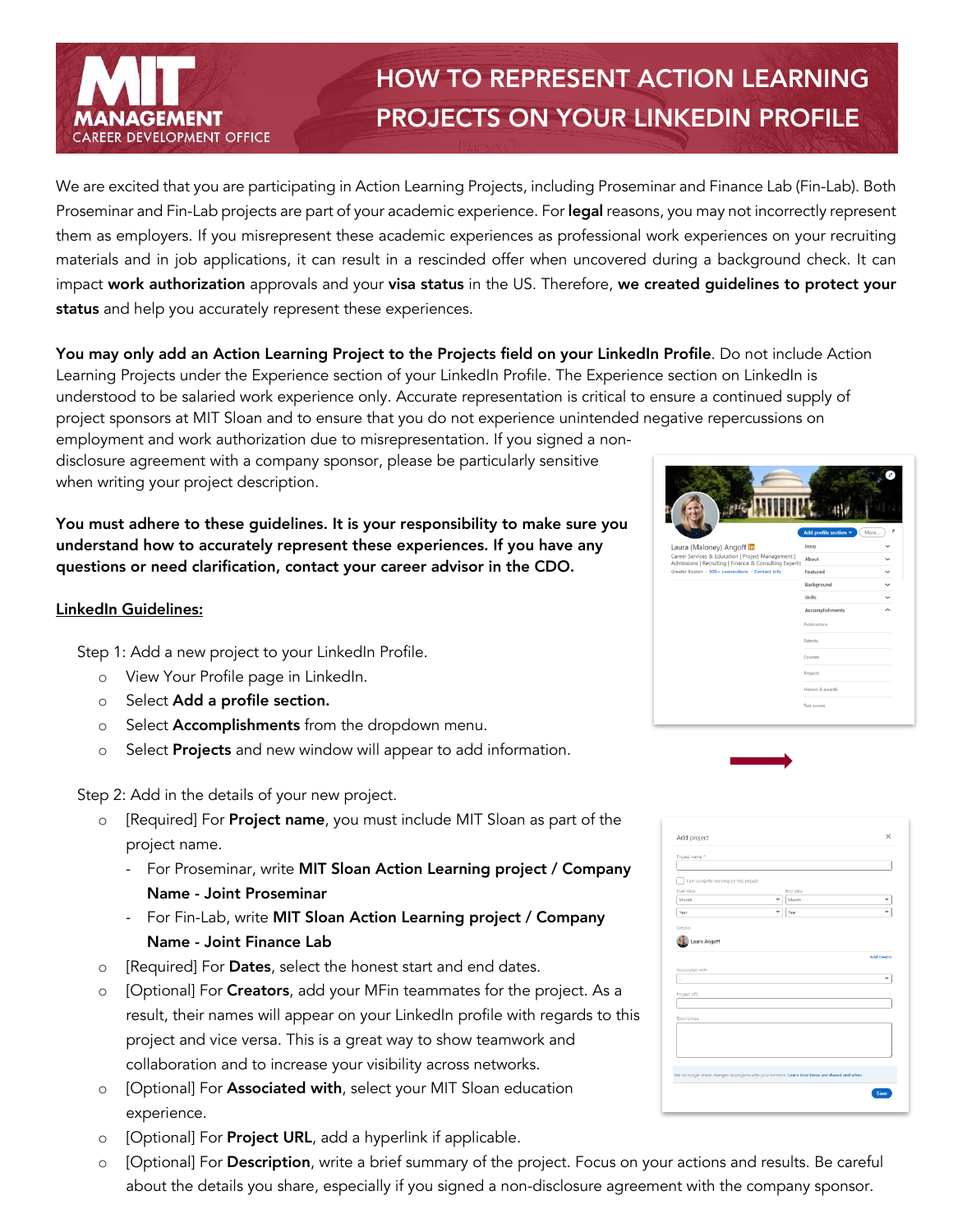# HOW TO REPRESENT ACTION LEARNING PROJECTS ON YOUR LINKEDIN PROFILE

MIT MANAGEMENT CAREER DEVELOPMENT OFFICE

We are excited that you are participating in Action Learning Projects, including Proseminar and Finance Lab (Fin-Lab). Both Proseminar and Fin-Lab projects are part of your academic experience. For **legal** reasons, you may not incorrectly represent them as employers. If you misrepresent these academic experiences as professional work experiences on your recruiting materials and in job applications, it can result in a rescinded offer when uncovered during a background check. It can impact **work authorization** approvals and your **visa status** in the US. Therefore, **we created guidelines to protect your status** and help you accurately represent these experiences.

**You may only add an Action Learning Project to the Projects field on your LinkedIn Profile**. Do not include Action Learning Projects under the Experience section of your LinkedIn Profile. The Experience section on LinkedIn is understood to be salaried work experience only. Accurate representation is critical to ensure a continued supply of project sponsors at MIT Sloan and to ensure that you do not experience unintended negative repercussions on employment and work authorization due to misrepresentation. If you signed a non-disclosure agreement with a company sponsor, please be particularly sensitive when writing your project description.

**You must adhere to these guidelines. It is your responsibility to make sure you understand how to accurately represent these experiences. If you have any questions or need clarification, contact your career advisor in the CDO.**

<u>**LinkedIn Guidelines:**</u>

Step 1: Add a new project to your LinkedIn Profile.

- View Your Profile page in LinkedIn.
- Select **Add a profile section.**
- Select **Accomplishments** from the dropdown menu.
- Select **Projects** and new window will appear to add information.

Step 2: Add in the details of your new project.

- [Required] For **Project name**, you must include MIT Sloan as part of the project name.
  - For Proseminar, write **MIT Sloan Action Learning project / Company Name - Joint Proseminar**
  - For Fin-Lab, write **MIT Sloan Action Learning project / Company Name - Joint Finance Lab**
- [Required] For **Dates**, select the honest start and end dates.
- [Optional] For **Creators**, add your MFin teammates for the project. As a result, their names will appear on your LinkedIn profile with regards to this project and vice versa. This is a great way to show teamwork and collaboration and to increase your visibility across networks.
- [Optional] For **Associated with**, select your MIT Sloan education experience.
- [Optional] For **Project URL**, add a hyperlink if applicable.
- [Optional] For **Description**, write a brief summary of the project. Focus on your actions and results. Be careful about the details you share, especially if you signed a non-disclosure agreement with the company sponsor.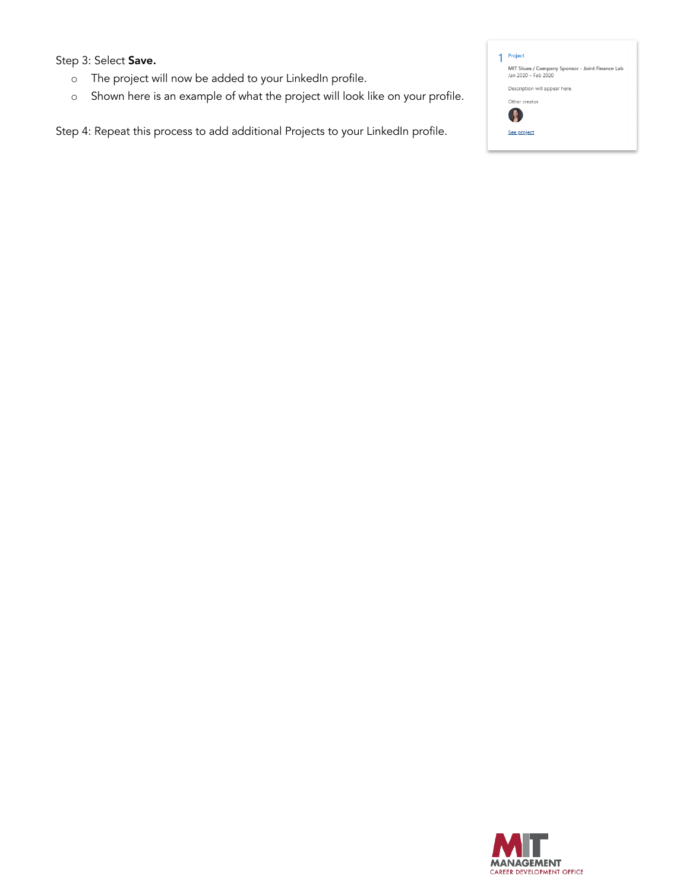Step 3: Select **Save.**

- The project will now be added to your LinkedIn profile.
- Shown here is an example of what the project will look like on your profile.

Step 4: Repeat this process to add additional Projects to your LinkedIn profile.